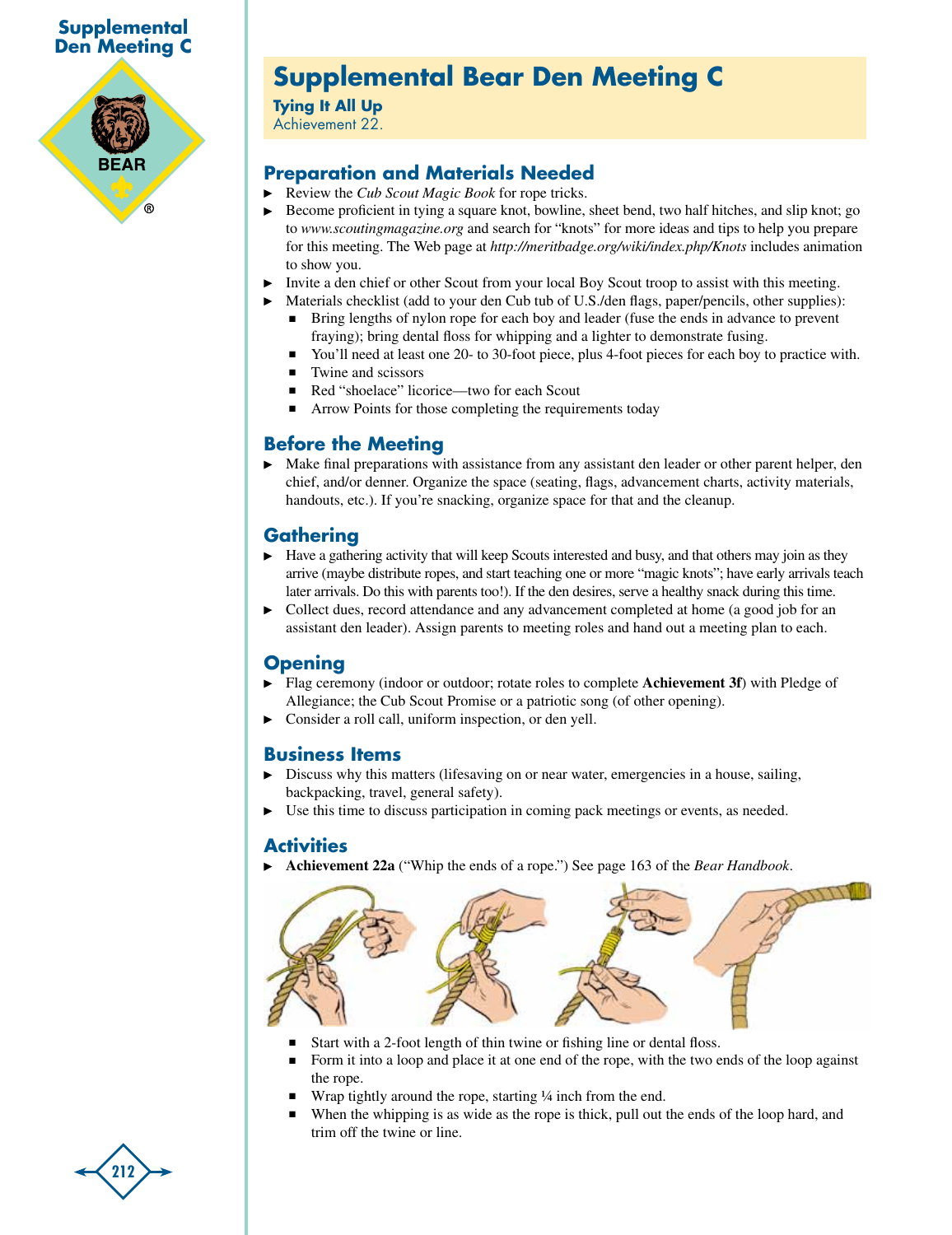# Supplemental Bear Den Meeting C

**Tying It All Up**
Achievement 22.

## Preparation and Materials Needed

- Review the *Cub Scout Magic Book* for rope tricks.
- Become proficient in tying a square knot, bowline, sheet bend, two half hitches, and slip knot; go to *www.scoutingmagazine.org* and search for "knots" for more ideas and tips to help you prepare for this meeting. The Web page at *http://meritbadge.org/wiki/index.php/Knots* includes animation to show you.
- Invite a den chief or other Scout from your local Boy Scout troop to assist with this meeting.
- Materials checklist (add to your den Cub tub of U.S./den flags, paper/pencils, other supplies):
  - Bring lengths of nylon rope for each boy and leader (fuse the ends in advance to prevent fraying); bring dental floss for whipping and a lighter to demonstrate fusing.
  - You'll need at least one 20- to 30-foot piece, plus 4-foot pieces for each boy to practice with.
  - Twine and scissors
  - Red "shoelace" licorice—two for each Scout
  - Arrow Points for those completing the requirements today

## Before the Meeting

- Make final preparations with assistance from any assistant den leader or other parent helper, den chief, and/or denner. Organize the space (seating, flags, advancement charts, activity materials, handouts, etc.). If you're snacking, organize space for that and the cleanup.

## Gathering

- Have a gathering activity that will keep Scouts interested and busy, and that others may join as they arrive (maybe distribute ropes, and start teaching one or more "magic knots"; have early arrivals teach later arrivals. Do this with parents too!). If the den desires, serve a healthy snack during this time.
- Collect dues, record attendance and any advancement completed at home (a good job for an assistant den leader). Assign parents to meeting roles and hand out a meeting plan to each.

## Opening

- Flag ceremony (indoor or outdoor; rotate roles to complete **Achievement 3f**) with Pledge of Allegiance; the Cub Scout Promise or a patriotic song (of other opening).
- Consider a roll call, uniform inspection, or den yell.

## Business Items

- Discuss why this matters (lifesaving on or near water, emergencies in a house, sailing, backpacking, travel, general safety).
- Use this time to discuss participation in coming pack meetings or events, as needed.

## Activities

- **Achievement 22a** ("Whip the ends of a rope.") See page 163 of the *Bear Handbook*.
  - Start with a 2-foot length of thin twine or fishing line or dental floss.
  - Form it into a loop and place it at one end of the rope, with the two ends of the loop against the rope.
  - Wrap tightly around the rope, starting ¼ inch from the end.
  - When the whipping is as wide as the rope is thick, pull out the ends of the loop hard, and trim off the twine or line.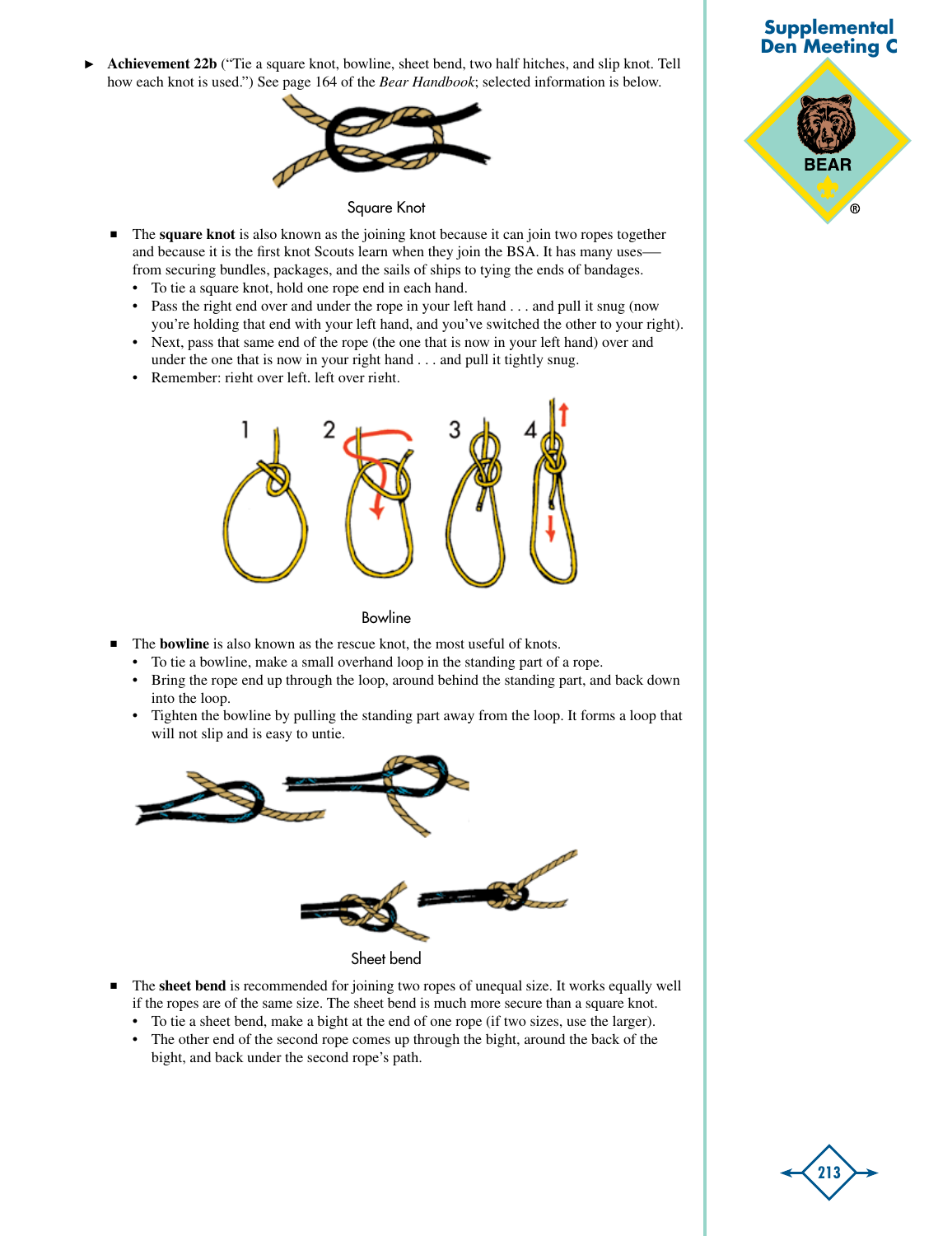- **Achievement 22b** ("Tie a square knot, bowline, sheet bend, two half hitches, and slip knot. Tell how each knot is used.") See page 164 of the *Bear Handbook*; selected information is below.

Square Knot

- The **square knot** is also known as the joining knot because it can join two ropes together and because it is the first knot Scouts learn when they join the BSA. It has many uses—from securing bundles, packages, and the sails of ships to tying the ends of bandages.
    - To tie a square knot, hold one rope end in each hand.
    - Pass the right end over and under the rope in your left hand . . . and pull it snug (now you're holding that end with your left hand, and you've switched the other to your right).
    - Next, pass that same end of the rope (the one that is now in your left hand) over and under the one that is now in your right hand . . . and pull it tightly snug.
    - Remember: right over left, left over right.

Bowline

- The **bowline** is also known as the rescue knot, the most useful of knots.
    - To tie a bowline, make a small overhand loop in the standing part of a rope.
    - Bring the rope end up through the loop, around behind the standing part, and back down into the loop.
    - Tighten the bowline by pulling the standing part away from the loop. It forms a loop that will not slip and is easy to untie.

Sheet bend

- The **sheet bend** is recommended for joining two ropes of unequal size. It works equally well if the ropes are of the same size. The sheet bend is much more secure than a square knot.
    - To tie a sheet bend, make a bight at the end of one rope (if two sizes, use the larger).
    - The other end of the second rope comes up through the bight, around the back of the bight, and back under the second rope's path.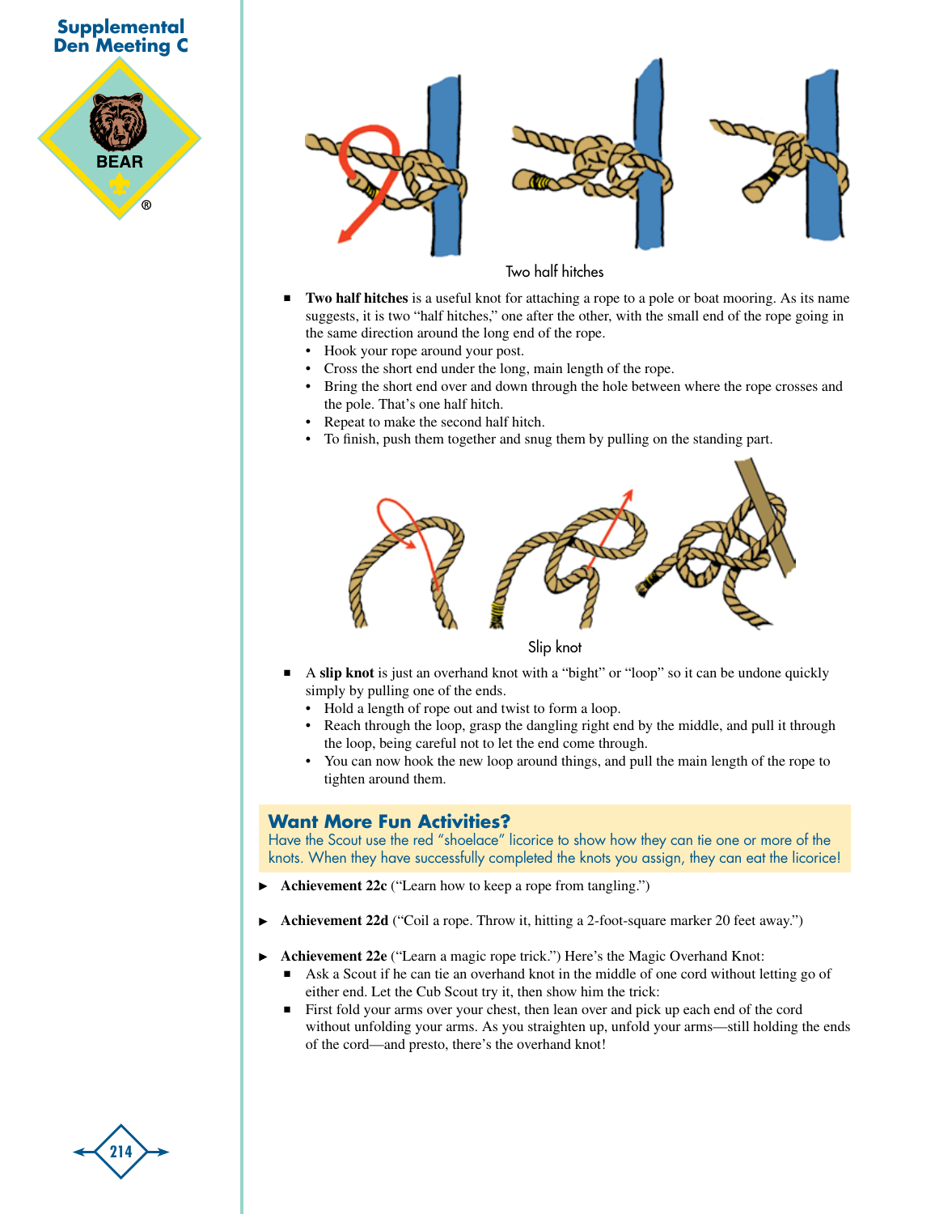Two half hitches

- **Two half hitches** is a useful knot for attaching a rope to a pole or boat mooring. As its name suggests, it is two "half hitches," one after the other, with the small end of the rope going in the same direction around the long end of the rope.
  - Hook your rope around your post.
  - Cross the short end under the long, main length of the rope.
  - Bring the short end over and down through the hole between where the rope crosses and the pole. That's one half hitch.
  - Repeat to make the second half hitch.
  - To finish, push them together and snug them by pulling on the standing part.

Slip knot

- A **slip knot** is just an overhand knot with a "bight" or "loop" so it can be undone quickly simply by pulling one of the ends.
  - Hold a length of rope out and twist to form a loop.
  - Reach through the loop, grasp the dangling right end by the middle, and pull it through the loop, being careful not to let the end come through.
  - You can now hook the new loop around things, and pull the main length of the rope to tighten around them.

### Want More Fun Activities?

Have the Scout use the red "shoelace" licorice to show how they can tie one or more of the knots. When they have successfully completed the knots you assign, they can eat the licorice!

- **Achievement 22c** ("Learn how to keep a rope from tangling.")
- **Achievement 22d** ("Coil a rope. Throw it, hitting a 2-foot-square marker 20 feet away.")
- **Achievement 22e** ("Learn a magic rope trick.") Here's the Magic Overhand Knot:
  - Ask a Scout if he can tie an overhand knot in the middle of one cord without letting go of either end. Let the Cub Scout try it, then show him the trick:
  - First fold your arms over your chest, then lean over and pick up each end of the cord without unfolding your arms. As you straighten up, unfold your arms—still holding the ends of the cord—and presto, there's the overhand knot!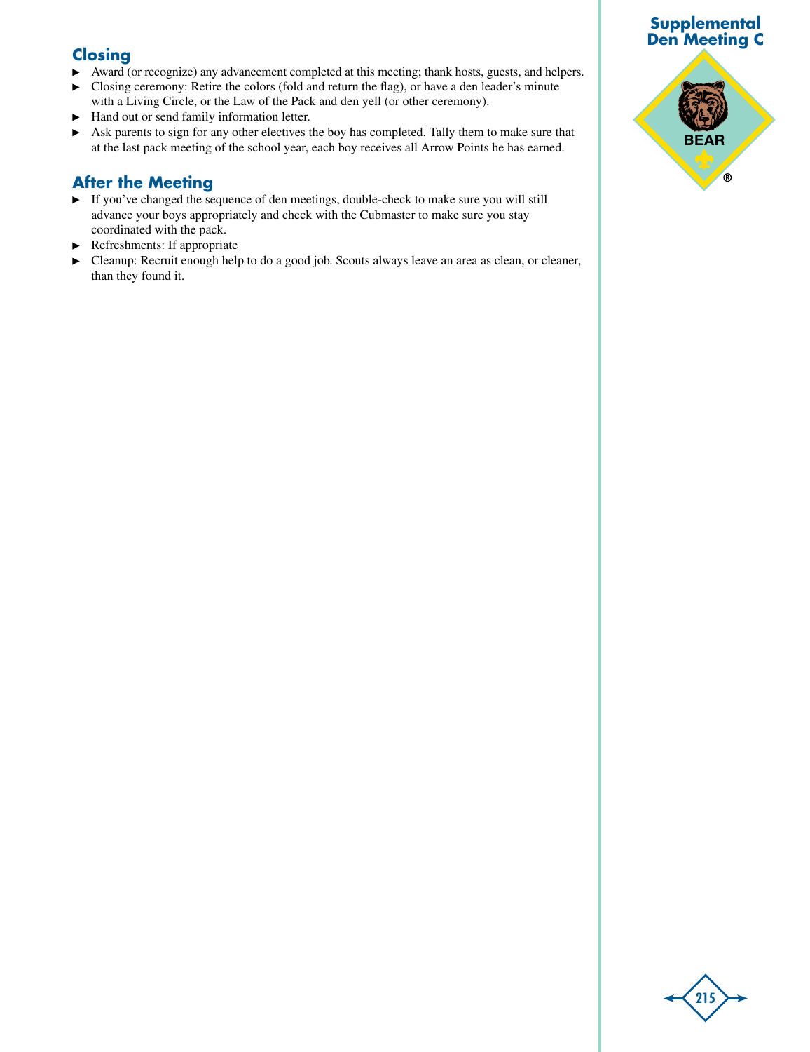## Closing

- Award (or recognize) any advancement completed at this meeting; thank hosts, guests, and helpers.
- Closing ceremony: Retire the colors (fold and return the flag), or have a den leader's minute with a Living Circle, or the Law of the Pack and den yell (or other ceremony).
- Hand out or send family information letter.
- Ask parents to sign for any other electives the boy has completed. Tally them to make sure that at the last pack meeting of the school year, each boy receives all Arrow Points he has earned.

## After the Meeting

- If you've changed the sequence of den meetings, double-check to make sure you will still advance your boys appropriately and check with the Cubmaster to make sure you stay coordinated with the pack.
- Refreshments: If appropriate
- Cleanup: Recruit enough help to do a good job. Scouts always leave an area as clean, or cleaner, than they found it.